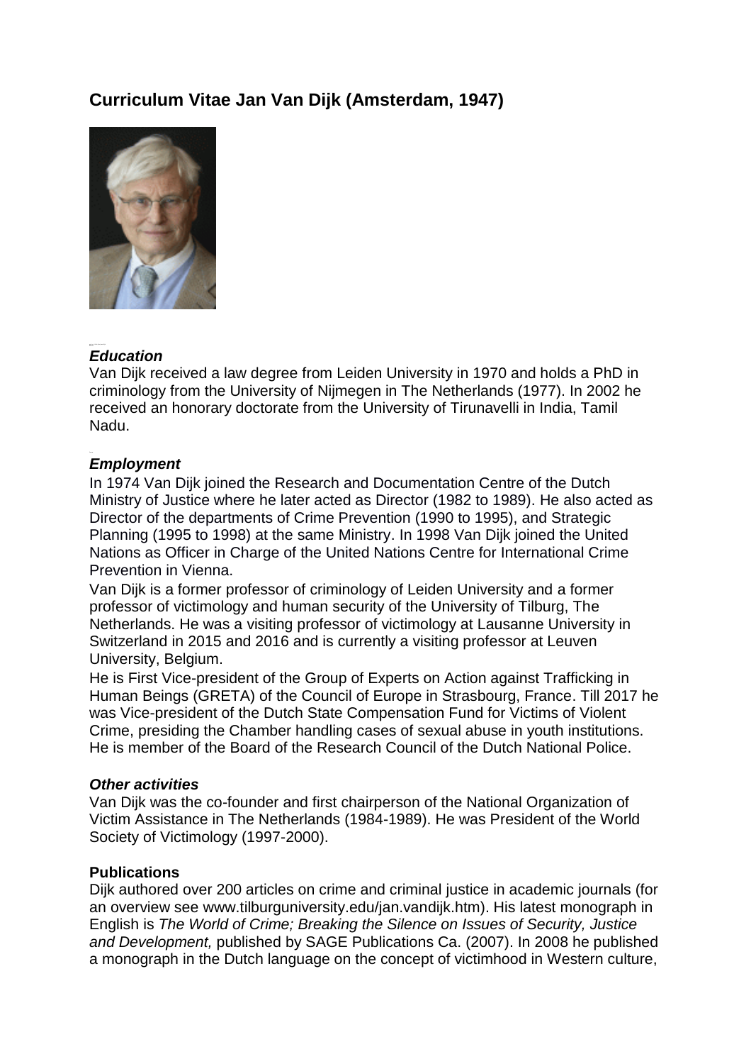# Curriculum Vitae Jan Van Dijk (Amsterdam, 1947)

***Education***

Van Dijk received a law degree from Leiden University in 1970 and holds a PhD in criminology from the University of Nijmegen in The Netherlands (1977). In 2002 he received an honorary doctorate from the University of Tirunavelli in India, Tamil Nadu.

***Employment***

In 1974 Van Dijk joined the Research and Documentation Centre of the Dutch Ministry of Justice where he later acted as Director (1982 to 1989). He also acted as Director of the departments of Crime Prevention (1990 to 1995), and Strategic Planning (1995 to 1998) at the same Ministry. In 1998 Van Dijk joined the United Nations as Officer in Charge of the United Nations Centre for International Crime Prevention in Vienna.

Van Dijk is a former professor of criminology of Leiden University and a former professor of victimology and human security of the University of Tilburg, The Netherlands. He was a visiting professor of victimology at Lausanne University in Switzerland in 2015 and 2016 and is currently a visiting professor at Leuven University, Belgium.

He is First Vice-president of the Group of Experts on Action against Trafficking in Human Beings (GRETA) of the Council of Europe in Strasbourg, France. Till 2017 he was Vice-president of the Dutch State Compensation Fund for Victims of Violent Crime, presiding the Chamber handling cases of sexual abuse in youth institutions. He is member of the Board of the Research Council of the Dutch National Police.

***Other activities***

Van Dijk was the co-founder and first chairperson of the National Organization of Victim Assistance in The Netherlands (1984-1989). He was President of the World Society of Victimology (1997-2000).

**Publications**

Dijk authored over 200 articles on crime and criminal justice in academic journals (for an overview see www.tilburguniversity.edu/jan.vandijk.htm). His latest monograph in English is *The World of Crime; Breaking the Silence on Issues of Security, Justice and Development,* published by SAGE Publications Ca. (2007). In 2008 he published a monograph in the Dutch language on the concept of victimhood in Western culture,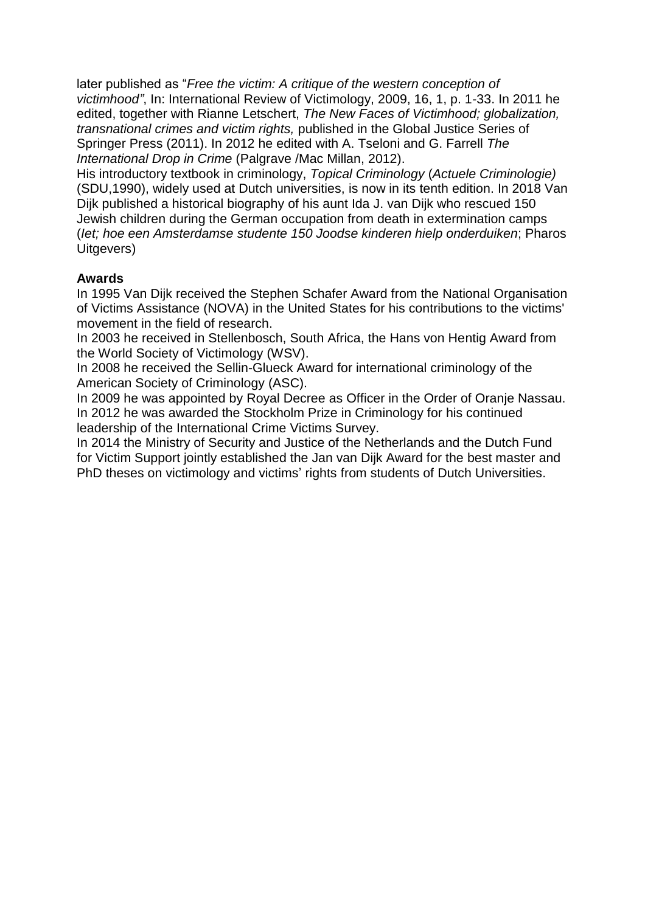later published as "*Free the victim: A critique of the western conception of victimhood"*, In: International Review of Victimology, 2009, 16, 1, p. 1-33. In 2011 he edited, together with Rianne Letschert, *The New Faces of Victimhood; globalization, transnational crimes and victim rights,* published in the Global Justice Series of Springer Press (2011). In 2012 he edited with A. Tseloni and G. Farrell *The International Drop in Crime* (Palgrave /Mac Millan, 2012).

His introductory textbook in criminology, *Topical Criminology* (*Actuele Criminologie)* (SDU,1990), widely used at Dutch universities, is now in its tenth edition. In 2018 Van Dijk published a historical biography of his aunt Ida J. van Dijk who rescued 150 Jewish children during the German occupation from death in extermination camps (*Iet; hoe een Amsterdamse studente 150 Joodse kinderen hielp onderduiken*; Pharos Uitgevers)

**Awards**

In 1995 Van Dijk received the Stephen Schafer Award from the National Organisation of Victims Assistance (NOVA) in the United States for his contributions to the victims' movement in the field of research.

In 2003 he received in Stellenbosch, South Africa, the Hans von Hentig Award from the World Society of Victimology (WSV).

In 2008 he received the Sellin-Glueck Award for international criminology of the American Society of Criminology (ASC).

In 2009 he was appointed by Royal Decree as Officer in the Order of Oranje Nassau.

In 2012 he was awarded the Stockholm Prize in Criminology for his continued leadership of the International Crime Victims Survey.

In 2014 the Ministry of Security and Justice of the Netherlands and the Dutch Fund for Victim Support jointly established the Jan van Dijk Award for the best master and PhD theses on victimology and victims' rights from students of Dutch Universities.